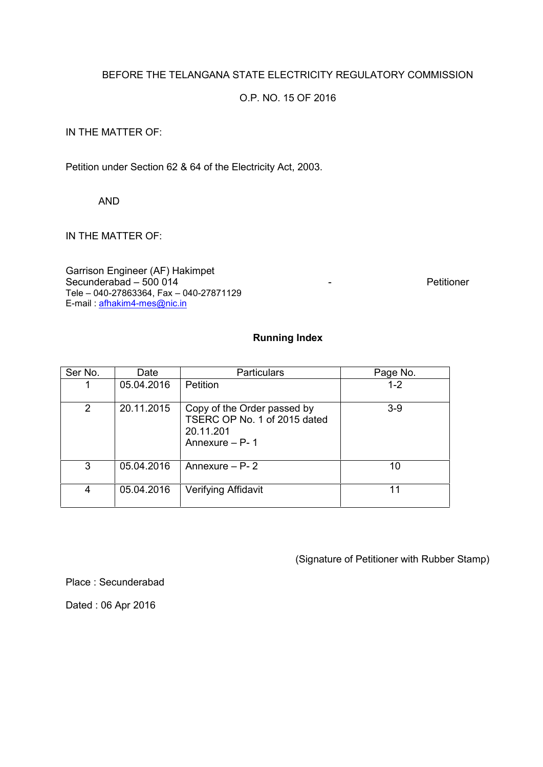BEFORE THE TELANGANA STATE ELECTRICITY REGULATORY COMMISSION

O.P. NO. 15 OF 2016

IN THE MATTER OF:

Petition under Section 62 & 64 of the Electricity Act, 2003.

AND

IN THE MATTER OF:

Garrison Engineer (AF) Hakimpet
Secunderabad – 500 014 - Petitioner
Tele – 040-27863364, Fax – 040-27871129
E-mail : afhakim4-mes@nic.in

**Running Index**

| Ser No. | Date | Particulars | Page No. |
|---|---|---|---|
| 1 | 05.04.2016 | Petition | 1-2 |
| 2 | 20.11.2015 | Copy of the Order passed by TSERC OP No. 1 of 2015 dated 20.11.201 Annexure – P- 1 | 3-9 |
| 3 | 05.04.2016 | Annexure – P- 2 | 10 |
| 4 | 05.04.2016 | Verifying Affidavit | 11 |

(Signature of Petitioner with Rubber Stamp)

Place : Secunderabad

Dated : 06 Apr 2016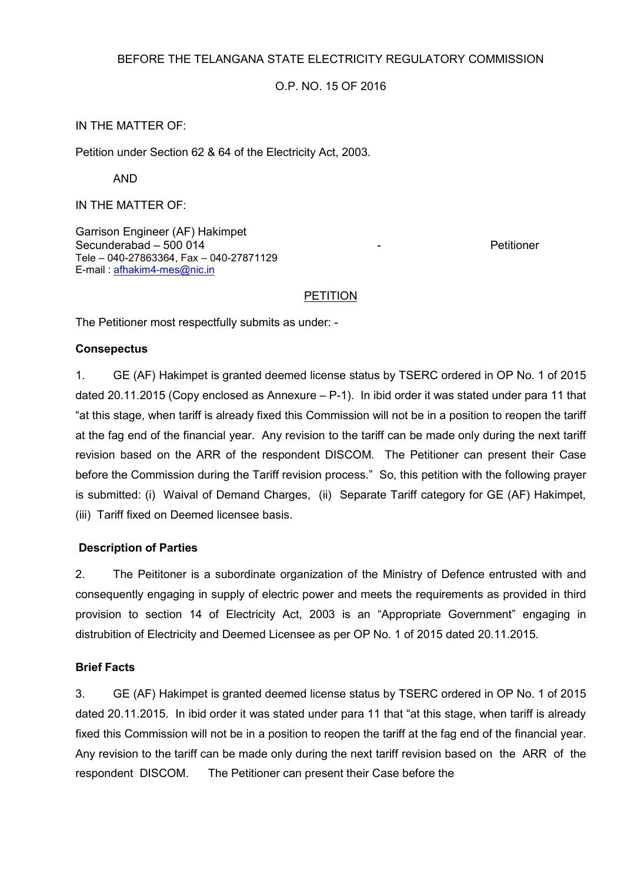BEFORE THE TELANGANA STATE ELECTRICITY REGULATORY COMMISSION

O.P. NO. 15 OF 2016

IN THE MATTER OF:

Petition under Section 62 & 64 of the Electricity Act, 2003.

AND

IN THE MATTER OF:

Garrison Engineer (AF) Hakimpet
Secunderabad – 500 014 - Petitioner
Tele – 040-27863364, Fax – 040-27871129
E-mail : afhakim4-mes@nic.in

PETITION

The Petitioner most respectfully submits as under: -

**Consepectus**

1. GE (AF) Hakimpet is granted deemed license status by TSERC ordered in OP No. 1 of 2015 dated 20.11.2015 (Copy enclosed as Annexure – P-1). In ibid order it was stated under para 11 that "at this stage, when tariff is already fixed this Commission will not be in a position to reopen the tariff at the fag end of the financial year. Any revision to the tariff can be made only during the next tariff revision based on the ARR of the respondent DISCOM. The Petitioner can present their Case before the Commission during the Tariff revision process." So, this petition with the following prayer is submitted: (i) Waival of Demand Charges, (ii) Separate Tariff category for GE (AF) Hakimpet, (iii) Tariff fixed on Deemed licensee basis.

**Description of Parties**

2. The Peititoner is a subordinate organization of the Ministry of Defence entrusted with and consequently engaging in supply of electric power and meets the requirements as provided in third provision to section 14 of Electricity Act, 2003 is an "Appropriate Government" engaging in distrubition of Electricity and Deemed Licensee as per OP No. 1 of 2015 dated 20.11.2015.

**Brief Facts**

3. GE (AF) Hakimpet is granted deemed license status by TSERC ordered in OP No. 1 of 2015 dated 20.11.2015. In ibid order it was stated under para 11 that "at this stage, when tariff is already fixed this Commission will not be in a position to reopen the tariff at the fag end of the financial year. Any revision to the tariff can be made only during the next tariff revision based on the ARR of the respondent DISCOM. The Petitioner can present their Case before the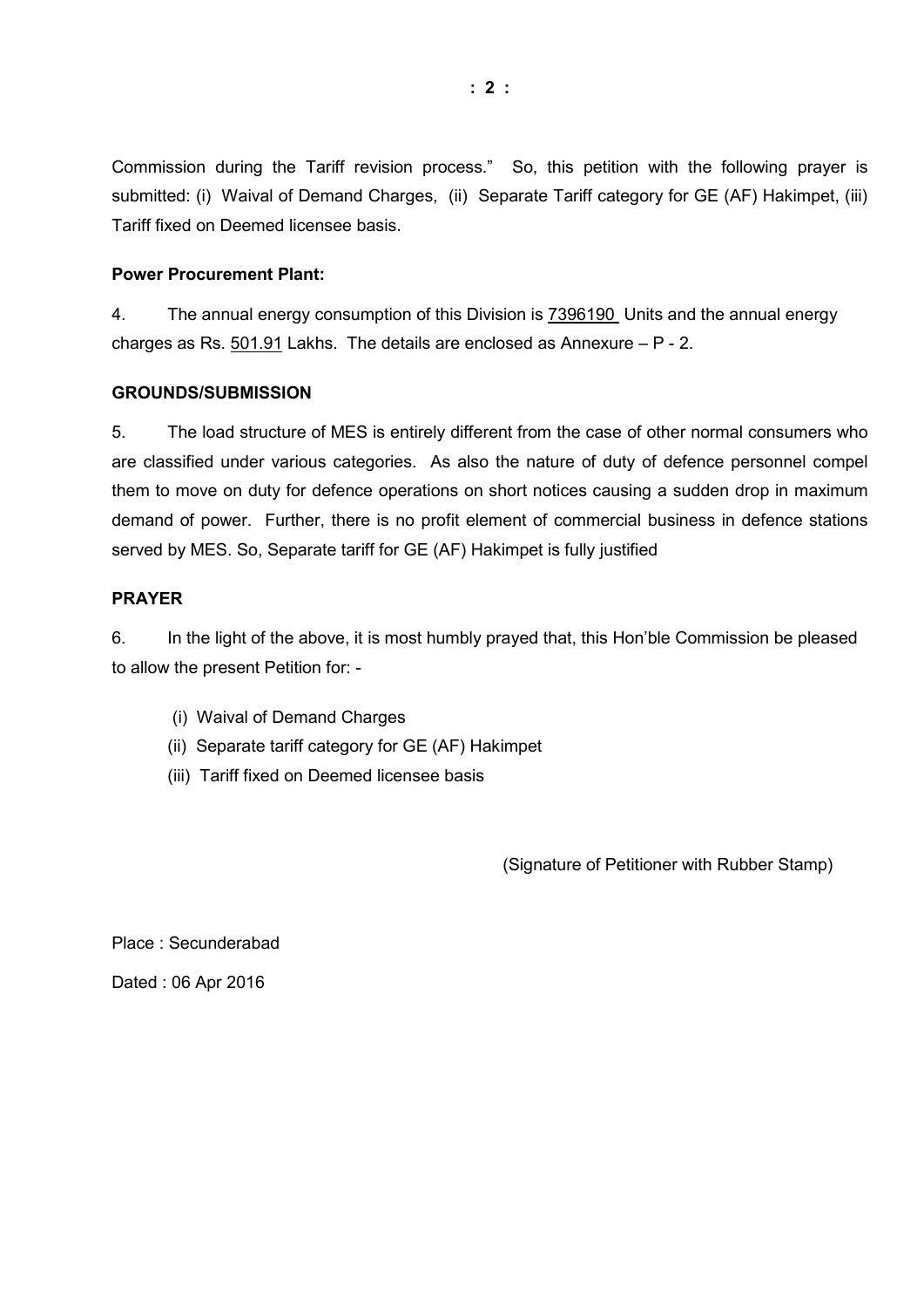Commission during the Tariff revision process." So, this petition with the following prayer is submitted: (i) Waival of Demand Charges, (ii) Separate Tariff category for GE (AF) Hakimpet, (iii) Tariff fixed on Deemed licensee basis.

**Power Procurement Plant:**

4. The annual energy consumption of this Division is 7396190 Units and the annual energy charges as Rs. 501.91 Lakhs. The details are enclosed as Annexure – P - 2.

**GROUNDS/SUBMISSION**

5. The load structure of MES is entirely different from the case of other normal consumers who are classified under various categories. As also the nature of duty of defence personnel compel them to move on duty for defence operations on short notices causing a sudden drop in maximum demand of power. Further, there is no profit element of commercial business in defence stations served by MES. So, Separate tariff for GE (AF) Hakimpet is fully justified

**PRAYER**

6. In the light of the above, it is most humbly prayed that, this Hon'ble Commission be pleased to allow the present Petition for: -

(i) Waival of Demand Charges
(ii) Separate tariff category for GE (AF) Hakimpet
(iii) Tariff fixed on Deemed licensee basis

(Signature of Petitioner with Rubber Stamp)

Place : Secunderabad

Dated : 06 Apr 2016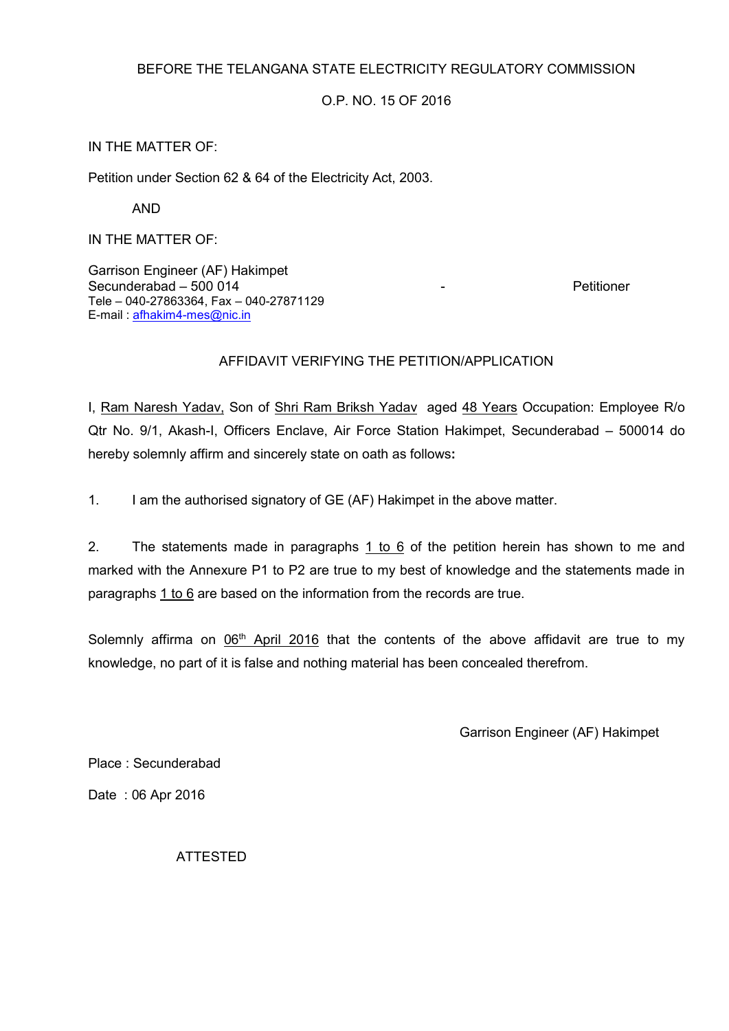BEFORE THE TELANGANA STATE ELECTRICITY REGULATORY COMMISSION

O.P. NO. 15 OF 2016

IN THE MATTER OF:

Petition under Section 62 & 64 of the Electricity Act, 2003.

AND

IN THE MATTER OF:

Garrison Engineer (AF) Hakimpet
Secunderabad – 500 014 - Petitioner
Tele – 040-27863364, Fax – 040-27871129
E-mail : afhakim4-mes@nic.in

AFFIDAVIT VERIFYING THE PETITION/APPLICATION

I, Ram Naresh Yadav, Son of Shri Ram Briksh Yadav aged 48 Years Occupation: Employee R/o Qtr No. 9/1, Akash-I, Officers Enclave, Air Force Station Hakimpet, Secunderabad – 500014 do hereby solemnly affirm and sincerely state on oath as follows**:**

1. I am the authorised signatory of GE (AF) Hakimpet in the above matter.

2. The statements made in paragraphs 1 to 6 of the petition herein has shown to me and marked with the Annexure P1 to P2 are true to my best of knowledge and the statements made in paragraphs 1 to 6 are based on the information from the records are true.

Solemnly affirma on 06th April 2016 that the contents of the above affidavit are true to my knowledge, no part of it is false and nothing material has been concealed therefrom.

Garrison Engineer (AF) Hakimpet

Place : Secunderabad

Date : 06 Apr 2016

ATTESTED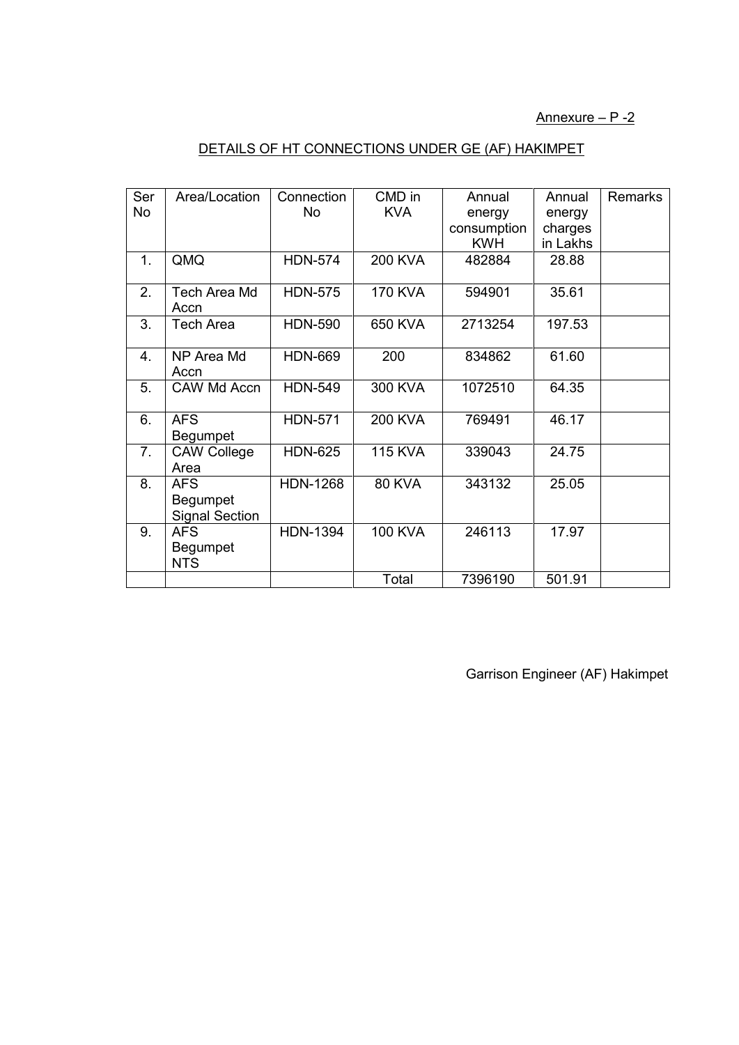Annexure – P -2

## DETAILS OF HT CONNECTIONS UNDER GE (AF) HAKIMPET

| Ser No | Area/Location | Connection No | CMD in KVA | Annual energy consumption KWH | Annual energy charges in Lakhs | Remarks |
|---|---|---|---|---|---|---|
| 1. | QMQ | HDN-574 | 200 KVA | 482884 | 28.88 | |
| 2. | Tech Area Md Accn | HDN-575 | 170 KVA | 594901 | 35.61 | |
| 3. | Tech Area | HDN-590 | 650 KVA | 2713254 | 197.53 | |
| 4. | NP Area Md Accn | HDN-669 | 200 | 834862 | 61.60 | |
| 5. | CAW Md Accn | HDN-549 | 300 KVA | 1072510 | 64.35 | |
| 6. | AFS Begumpet | HDN-571 | 200 KVA | 769491 | 46.17 | |
| 7. | CAW College Area | HDN-625 | 115 KVA | 339043 | 24.75 | |
| 8. | AFS Begumpet Signal Section | HDN-1268 | 80 KVA | 343132 | 25.05 | |
| 9. | AFS Begumpet NTS | HDN-1394 | 100 KVA | 246113 | 17.97 | |
| | | | Total | 7396190 | 501.91 | |

Garrison Engineer (AF) Hakimpet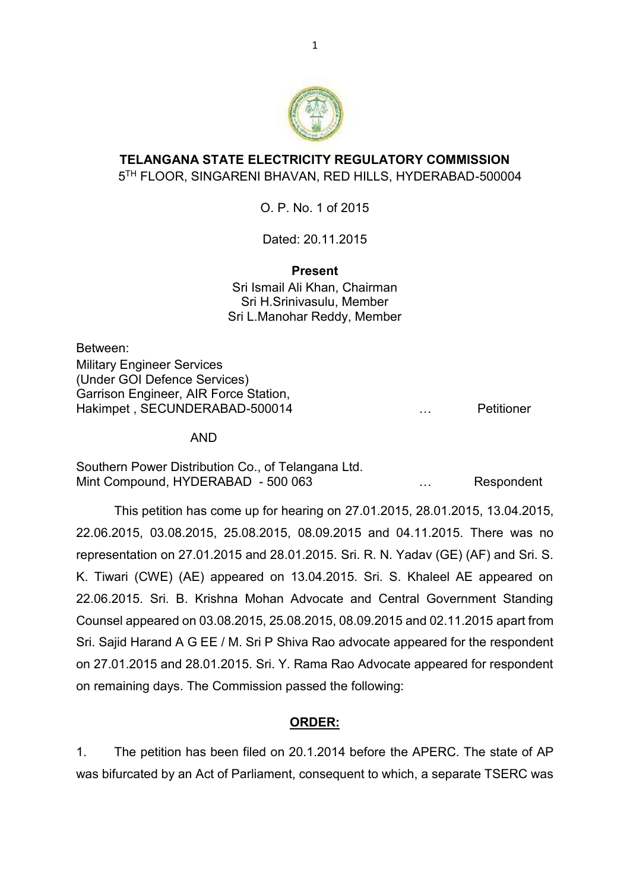# TELANGANA STATE ELECTRICITY REGULATORY COMMISSION

5TH FLOOR, SINGARENI BHAVAN, RED HILLS, HYDERABAD-500004

O. P. No. 1 of 2015

Dated: 20.11.2015

**Present**

Sri Ismail Ali Khan, Chairman
Sri H.Srinivasulu, Member
Sri L.Manohar Reddy, Member

Between:
Military Engineer Services
(Under GOI Defence Services)
Garrison Engineer, AIR Force Station,
Hakimpet , SECUNDERABAD-500014 … Petitioner

AND

Southern Power Distribution Co., of Telangana Ltd.
Mint Compound, HYDERABAD - 500 063 … Respondent

This petition has come up for hearing on 27.01.2015, 28.01.2015, 13.04.2015, 22.06.2015, 03.08.2015, 25.08.2015, 08.09.2015 and 04.11.2015. There was no representation on 27.01.2015 and 28.01.2015. Sri. R. N. Yadav (GE) (AF) and Sri. S. K. Tiwari (CWE) (AE) appeared on 13.04.2015. Sri. S. Khaleel AE appeared on 22.06.2015. Sri. B. Krishna Mohan Advocate and Central Government Standing Counsel appeared on 03.08.2015, 25.08.2015, 08.09.2015 and 02.11.2015 apart from Sri. Sajid Harand A G EE / M. Sri P Shiva Rao advocate appeared for the respondent on 27.01.2015 and 28.01.2015. Sri. Y. Rama Rao Advocate appeared for respondent on remaining days. The Commission passed the following:

## ORDER:

1. The petition has been filed on 20.1.2014 before the APERC. The state of AP was bifurcated by an Act of Parliament, consequent to which, a separate TSERC was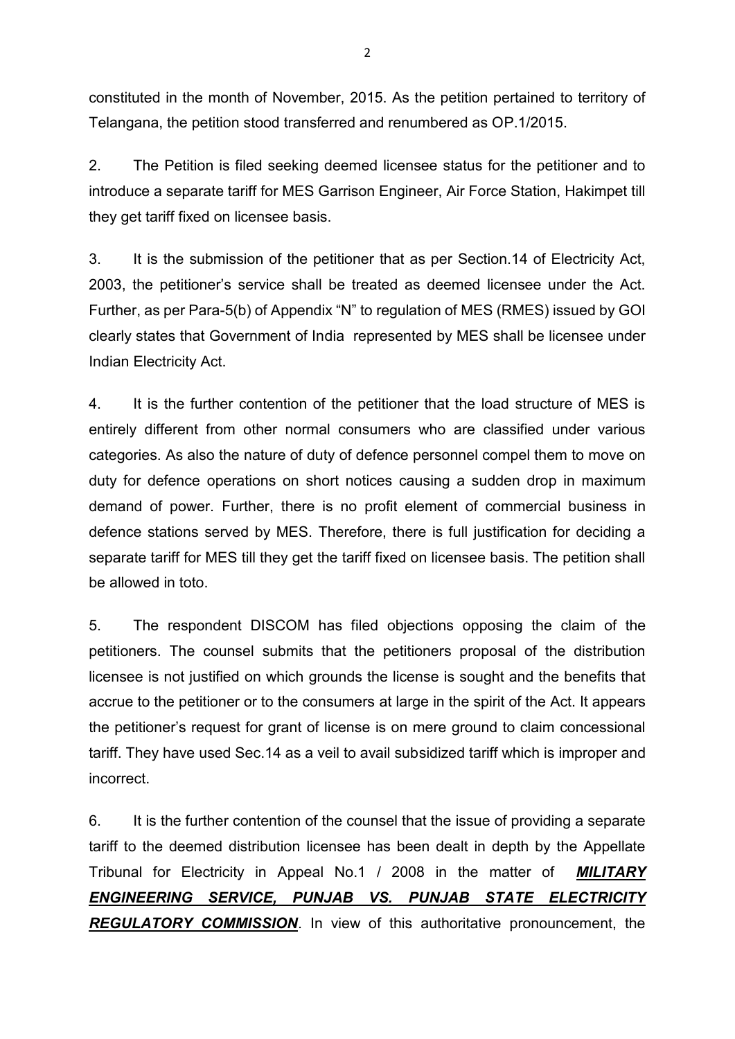constituted in the month of November, 2015. As the petition pertained to territory of Telangana, the petition stood transferred and renumbered as OP.1/2015.

2. The Petition is filed seeking deemed licensee status for the petitioner and to introduce a separate tariff for MES Garrison Engineer, Air Force Station, Hakimpet till they get tariff fixed on licensee basis.

3. It is the submission of the petitioner that as per Section.14 of Electricity Act, 2003, the petitioner's service shall be treated as deemed licensee under the Act. Further, as per Para-5(b) of Appendix "N" to regulation of MES (RMES) issued by GOI clearly states that Government of India represented by MES shall be licensee under Indian Electricity Act.

4. It is the further contention of the petitioner that the load structure of MES is entirely different from other normal consumers who are classified under various categories. As also the nature of duty of defence personnel compel them to move on duty for defence operations on short notices causing a sudden drop in maximum demand of power. Further, there is no profit element of commercial business in defence stations served by MES. Therefore, there is full justification for deciding a separate tariff for MES till they get the tariff fixed on licensee basis. The petition shall be allowed in toto.

5. The respondent DISCOM has filed objections opposing the claim of the petitioners. The counsel submits that the petitioners proposal of the distribution licensee is not justified on which grounds the license is sought and the benefits that accrue to the petitioner or to the consumers at large in the spirit of the Act. It appears the petitioner's request for grant of license is on mere ground to claim concessional tariff. They have used Sec.14 as a veil to avail subsidized tariff which is improper and incorrect.

6. It is the further contention of the counsel that the issue of providing a separate tariff to the deemed distribution licensee has been dealt in depth by the Appellate Tribunal for Electricity in Appeal No.1 / 2008 in the matter of ***MILITARY ENGINEERING SERVICE, PUNJAB VS. PUNJAB STATE ELECTRICITY REGULATORY COMMISSION***. In view of this authoritative pronouncement, the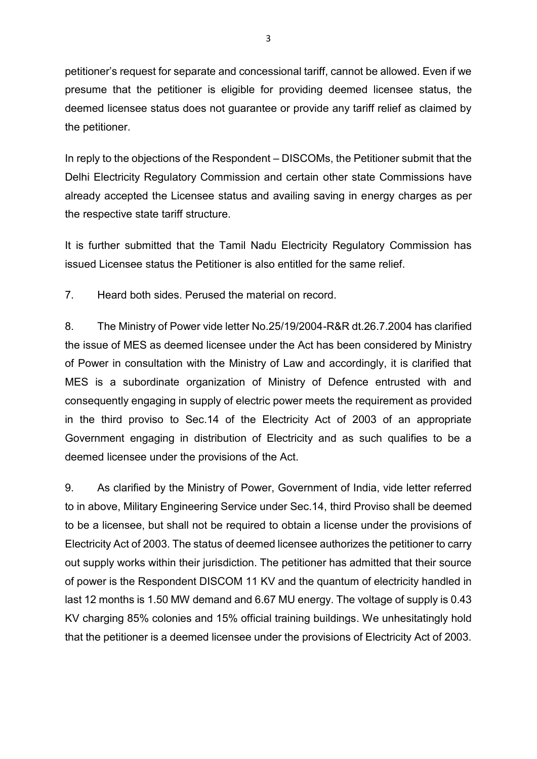petitioner's request for separate and concessional tariff, cannot be allowed. Even if we presume that the petitioner is eligible for providing deemed licensee status, the deemed licensee status does not guarantee or provide any tariff relief as claimed by the petitioner.

In reply to the objections of the Respondent – DISCOMs, the Petitioner submit that the Delhi Electricity Regulatory Commission and certain other state Commissions have already accepted the Licensee status and availing saving in energy charges as per the respective state tariff structure.

It is further submitted that the Tamil Nadu Electricity Regulatory Commission has issued Licensee status the Petitioner is also entitled for the same relief.

7. Heard both sides. Perused the material on record.

8. The Ministry of Power vide letter No.25/19/2004-R&R dt.26.7.2004 has clarified the issue of MES as deemed licensee under the Act has been considered by Ministry of Power in consultation with the Ministry of Law and accordingly, it is clarified that MES is a subordinate organization of Ministry of Defence entrusted with and consequently engaging in supply of electric power meets the requirement as provided in the third proviso to Sec.14 of the Electricity Act of 2003 of an appropriate Government engaging in distribution of Electricity and as such qualifies to be a deemed licensee under the provisions of the Act.

9. As clarified by the Ministry of Power, Government of India, vide letter referred to in above, Military Engineering Service under Sec.14, third Proviso shall be deemed to be a licensee, but shall not be required to obtain a license under the provisions of Electricity Act of 2003. The status of deemed licensee authorizes the petitioner to carry out supply works within their jurisdiction. The petitioner has admitted that their source of power is the Respondent DISCOM 11 KV and the quantum of electricity handled in last 12 months is 1.50 MW demand and 6.67 MU energy. The voltage of supply is 0.43 KV charging 85% colonies and 15% official training buildings. We unhesitatingly hold that the petitioner is a deemed licensee under the provisions of Electricity Act of 2003.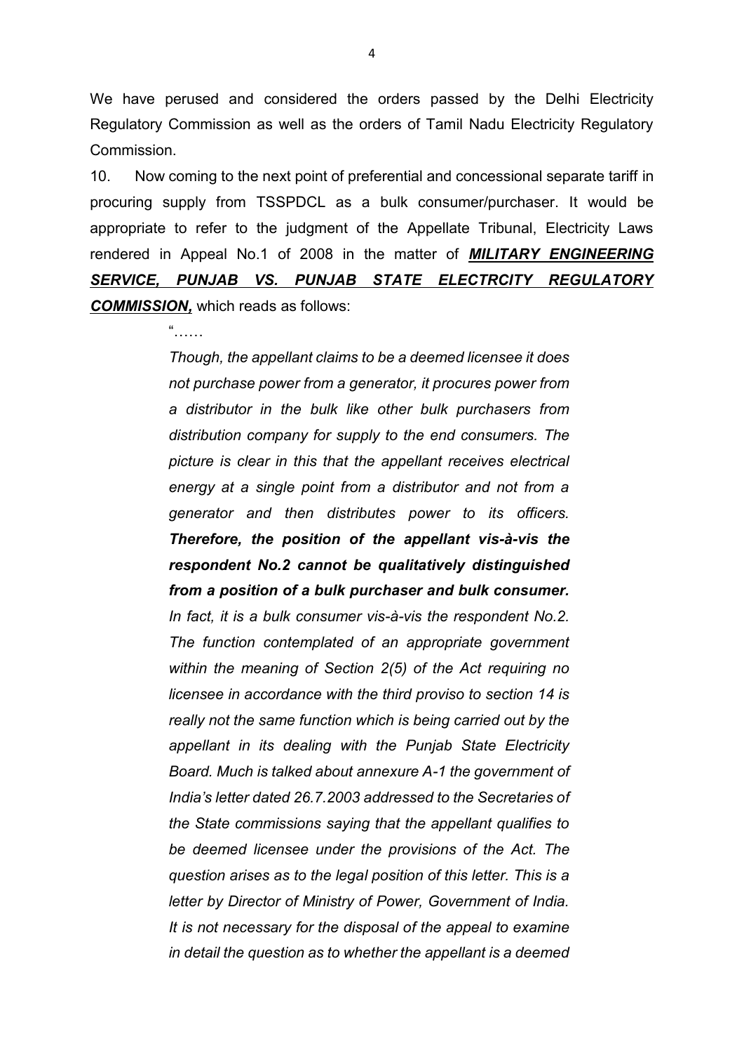We have perused and considered the orders passed by the Delhi Electricity Regulatory Commission as well as the orders of Tamil Nadu Electricity Regulatory Commission.

10. Now coming to the next point of preferential and concessional separate tariff in procuring supply from TSSPDCL as a bulk consumer/purchaser. It would be appropriate to refer to the judgment of the Appellate Tribunal, Electricity Laws rendered in Appeal No.1 of 2008 in the matter of ***MILITARY ENGINEERING SERVICE, PUNJAB VS. PUNJAB STATE ELECTRCITY REGULATORY COMMISSION,*** which reads as follows:

> "……
>
> *Though, the appellant claims to be a deemed licensee it does not purchase power from a generator, it procures power from a distributor in the bulk like other bulk purchasers from distribution company for supply to the end consumers. The picture is clear in this that the appellant receives electrical energy at a single point from a distributor and not from a generator and then distributes power to its officers.* ***Therefore, the position of the appellant vis-à-vis the respondent No.2 cannot be qualitatively distinguished from a position of a bulk purchaser and bulk consumer.*** *In fact, it is a bulk consumer vis-à-vis the respondent No.2. The function contemplated of an appropriate government within the meaning of Section 2(5) of the Act requiring no licensee in accordance with the third proviso to section 14 is really not the same function which is being carried out by the appellant in its dealing with the Punjab State Electricity Board. Much is talked about annexure A-1 the government of India's letter dated 26.7.2003 addressed to the Secretaries of the State commissions saying that the appellant qualifies to be deemed licensee under the provisions of the Act. The question arises as to the legal position of this letter. This is a letter by Director of Ministry of Power, Government of India. It is not necessary for the disposal of the appeal to examine in detail the question as to whether the appellant is a deemed*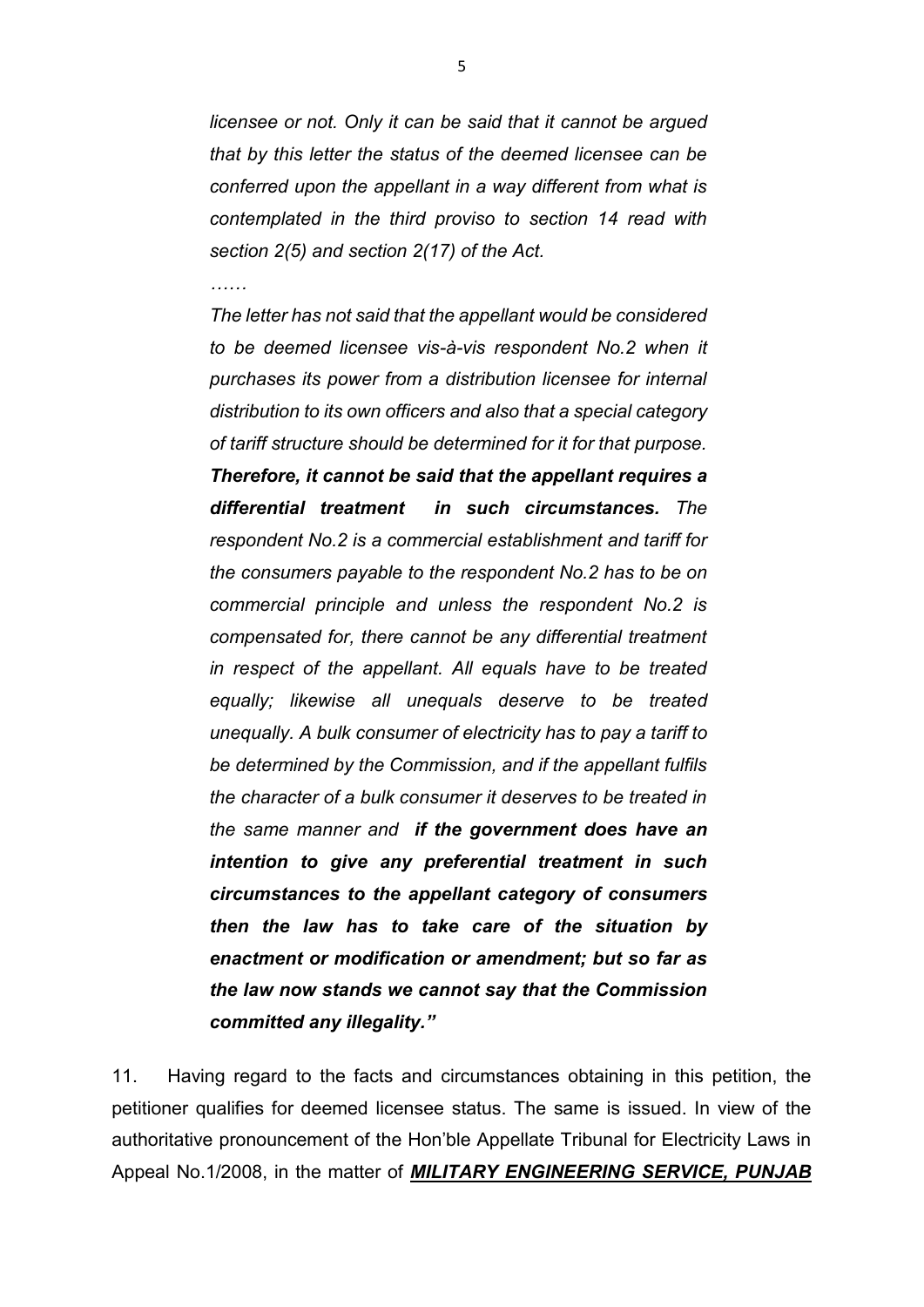*licensee or not. Only it can be said that it cannot be argued that by this letter the status of the deemed licensee can be conferred upon the appellant in a way different from what is contemplated in the third proviso to section 14 read with section 2(5) and section 2(17) of the Act.*

*……*

*The letter has not said that the appellant would be considered to be deemed licensee vis-à-vis respondent No.2 when it purchases its power from a distribution licensee for internal distribution to its own officers and also that a special category of tariff structure should be determined for it for that purpose.* ***Therefore, it cannot be said that the appellant requires a differential treatment in such circumstances.*** *The respondent No.2 is a commercial establishment and tariff for the consumers payable to the respondent No.2 has to be on commercial principle and unless the respondent No.2 is compensated for, there cannot be any differential treatment in respect of the appellant. All equals have to be treated equally; likewise all unequals deserve to be treated unequally. A bulk consumer of electricity has to pay a tariff to be determined by the Commission, and if the appellant fulfils the character of a bulk consumer it deserves to be treated in the same manner and* ***if the government does have an intention to give any preferential treatment in such circumstances to the appellant category of consumers then the law has to take care of the situation by enactment or modification or amendment; but so far as the law now stands we cannot say that the Commission committed any illegality."***

11. Having regard to the facts and circumstances obtaining in this petition, the petitioner qualifies for deemed licensee status. The same is issued. In view of the authoritative pronouncement of the Hon'ble Appellate Tribunal for Electricity Laws in Appeal No.1/2008, in the matter of ***MILITARY ENGINEERING SERVICE, PUNJAB***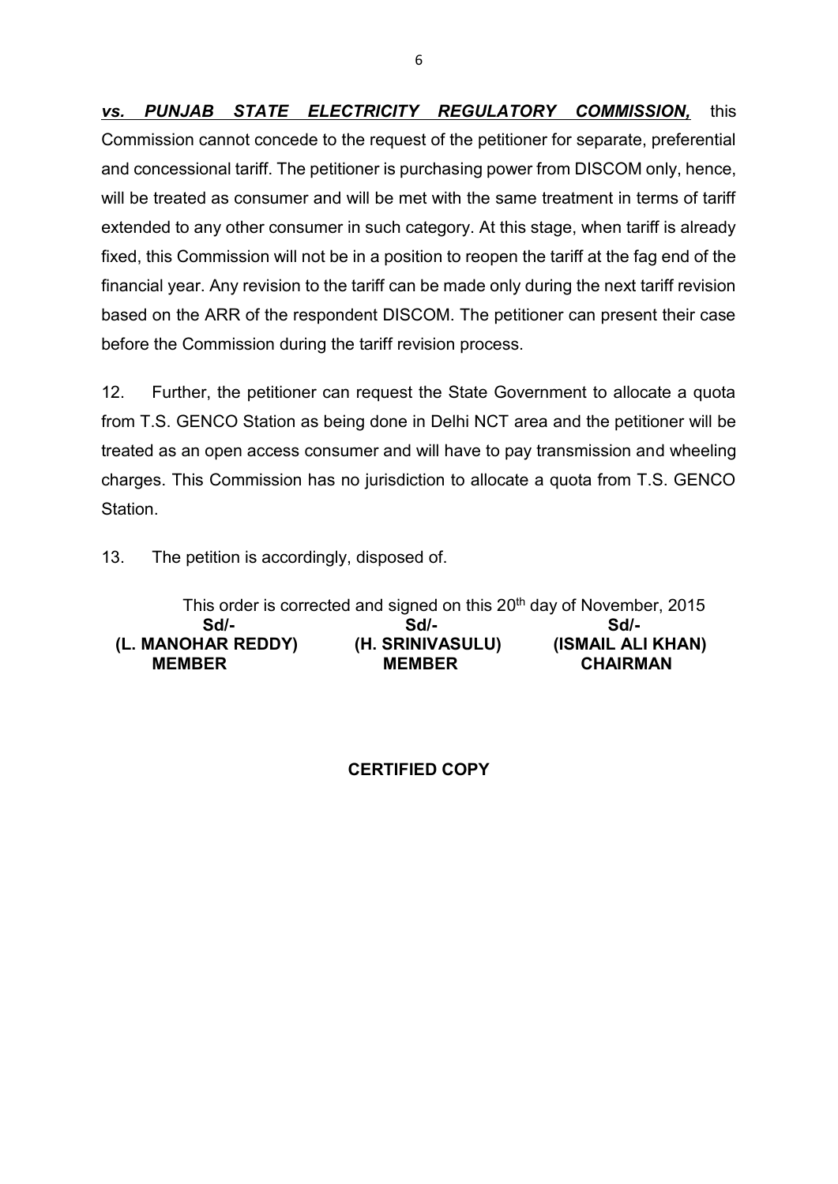***vs. PUNJAB STATE ELECTRICITY REGULATORY COMMISSION,*** this Commission cannot concede to the request of the petitioner for separate, preferential and concessional tariff. The petitioner is purchasing power from DISCOM only, hence, will be treated as consumer and will be met with the same treatment in terms of tariff extended to any other consumer in such category. At this stage, when tariff is already fixed, this Commission will not be in a position to reopen the tariff at the fag end of the financial year. Any revision to the tariff can be made only during the next tariff revision based on the ARR of the respondent DISCOM. The petitioner can present their case before the Commission during the tariff revision process.

12. Further, the petitioner can request the State Government to allocate a quota from T.S. GENCO Station as being done in Delhi NCT area and the petitioner will be treated as an open access consumer and will have to pay transmission and wheeling charges. This Commission has no jurisdiction to allocate a quota from T.S. GENCO Station.

13. The petition is accordingly, disposed of.

This order is corrected and signed on this 20th day of November, 2015

| Sd/- | Sd/- | Sd/- |
|---|---|---|
| **(L. MANOHAR REDDY)** | **(H. SRINIVASULU)** | **(ISMAIL ALI KHAN)** |
| **MEMBER** | **MEMBER** | **CHAIRMAN** |

**CERTIFIED COPY**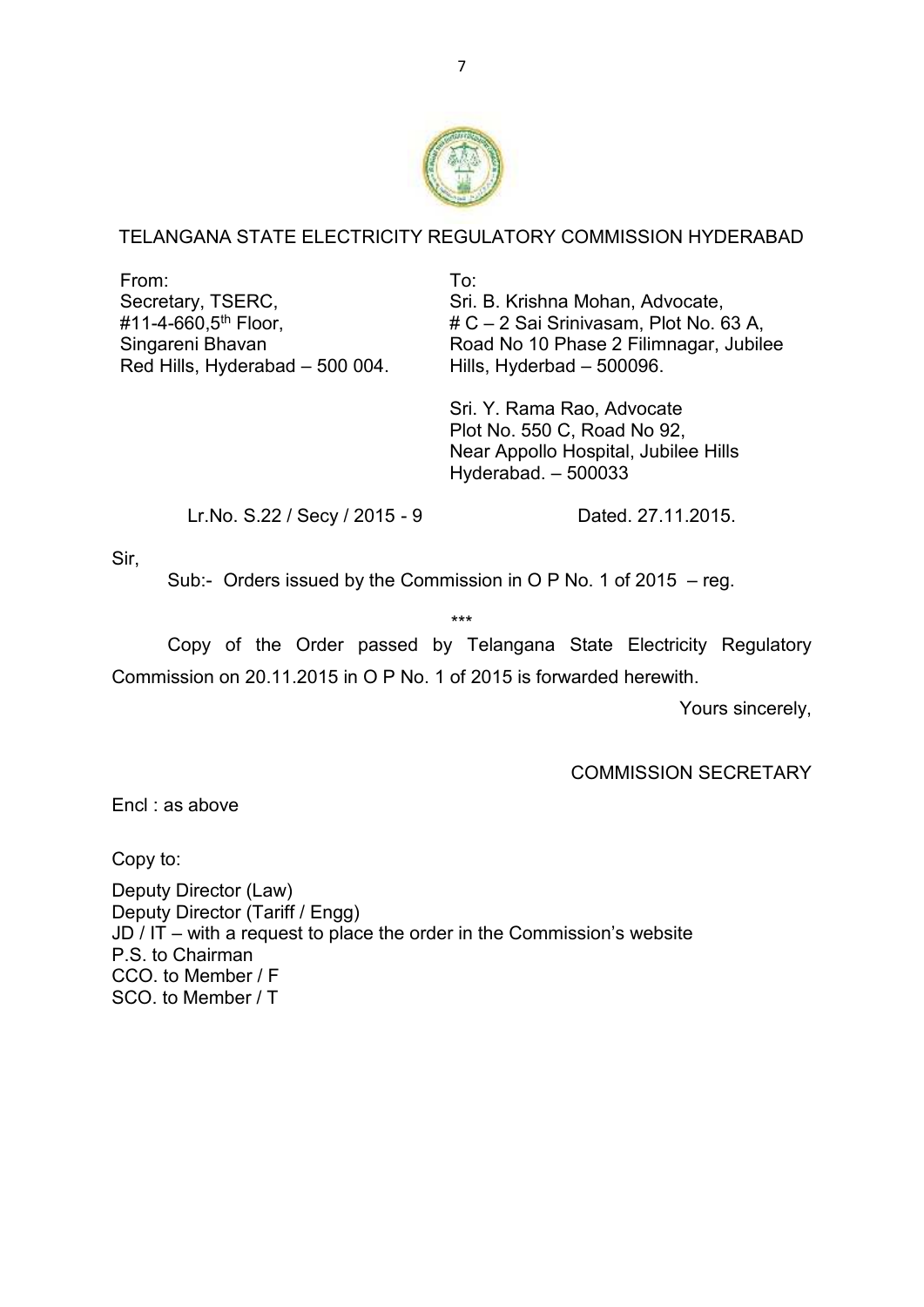# TELANGANA STATE ELECTRICITY REGULATORY COMMISSION HYDERABAD

From:
Secretary, TSERC,
#11-4-660,5th Floor,
Singareni Bhavan
Red Hills, Hyderabad – 500 004.

To:
Sri. B. Krishna Mohan, Advocate,
# C – 2 Sai Srinivasam, Plot No. 63 A,
Road No 10 Phase 2 Filimnagar, Jubilee Hills, Hyderbad – 500096.

Sri. Y. Rama Rao, Advocate
Plot No. 550 C, Road No 92,
Near Appollo Hospital, Jubilee Hills
Hyderabad. – 500033

Lr.No. S.22 / Secy / 2015 - 9 Dated. 27.11.2015.

Sir,

Sub:- Orders issued by the Commission in O P No. 1 of 2015 – reg.

\*\*\*

Copy of the Order passed by Telangana State Electricity Regulatory Commission on 20.11.2015 in O P No. 1 of 2015 is forwarded herewith.

Yours sincerely,

COMMISSION SECRETARY

Encl : as above

Copy to:

Deputy Director (Law)
Deputy Director (Tariff / Engg)
JD / IT – with a request to place the order in the Commission's website
P.S. to Chairman
CCO. to Member / F
SCO. to Member / T